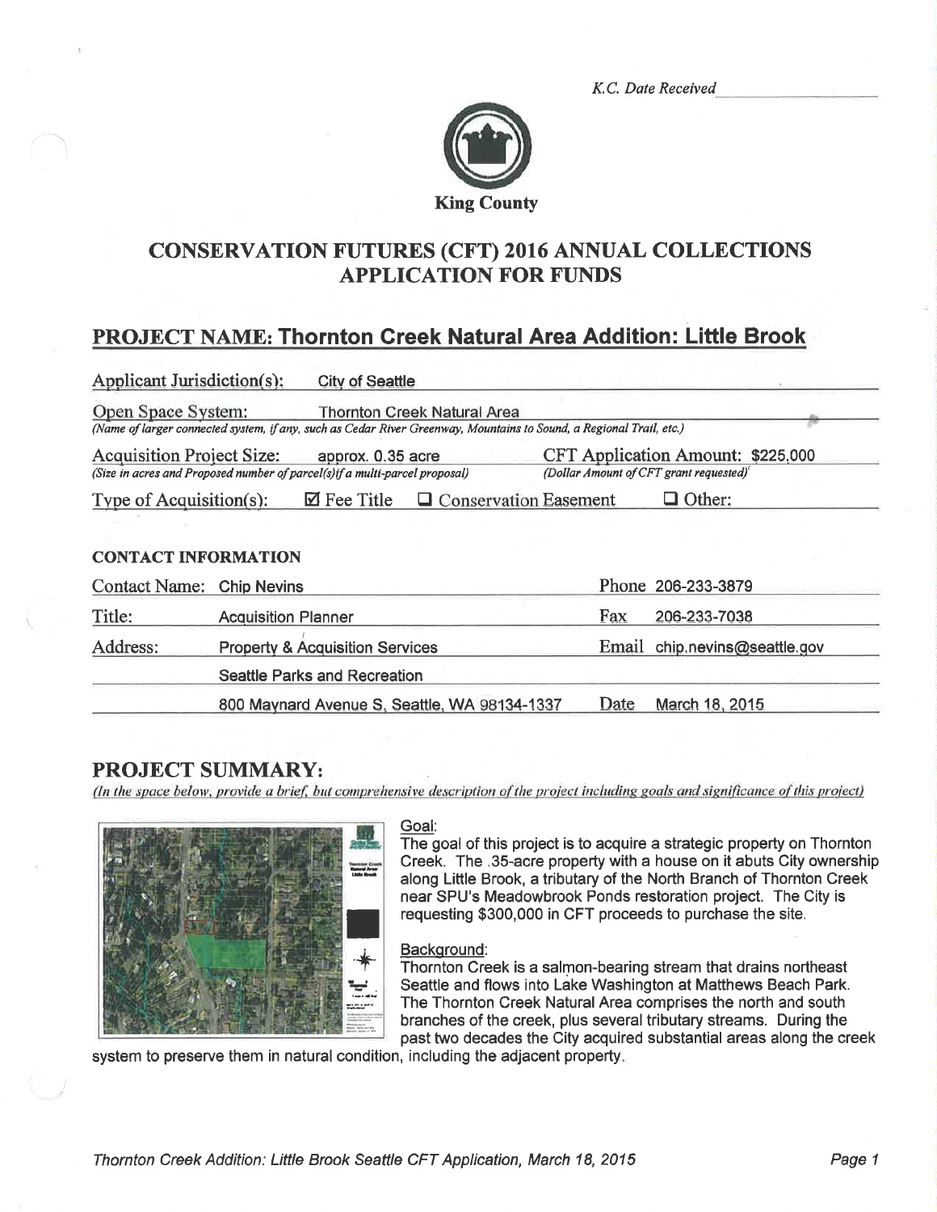*K.C. Date Received* ______________

King County

# CONSERVATION FUTURES (CFT) 2016 ANNUAL COLLECTIONS APPLICATION FOR FUNDS

## PROJECT NAME: Thornton Creek Natural Area Addition: Little Brook

**Applicant Jurisdiction(s):** City of Seattle

**Open Space System:** Thornton Creek Natural Area
*(Name of larger connected system, if any, such as Cedar River Greenway, Mountains to Sound, a Regional Trail, etc.)*

**Acquisition Project Size:** approx. 0.35 acre
*(Size in acres and Proposed number of parcel(s) if a multi-parcel proposal)*

**CFT Application Amount:** $225,000
*(Dollar Amount of CFT grant requested)*

**Type of Acquisition(s):** ☑ Fee Title ☐ Conservation Easement ☐ Other:

### CONTACT INFORMATION

| | | | |
|---|---|---|---|
| Contact Name: | Chip Nevins | Phone | 206-233-3879 |
| Title: | Acquisition Planner | Fax | 206-233-7038 |
| Address: | Property & Acquisition Services | Email | chip.nevins@seattle.gov |
| | Seattle Parks and Recreation | | |
| | 800 Maynard Avenue S, Seattle, WA 98134-1337 | Date | March 18, 2015 |

## PROJECT SUMMARY:

*(In the space below, provide a brief, but comprehensive description of the project including goals and significance of this project)*

Goal:

The goal of this project is to acquire a strategic property on Thornton Creek. The .35-acre property with a house on it abuts City ownership along Little Brook, a tributary of the North Branch of Thornton Creek near SPU's Meadowbrook Ponds restoration project. The City is requesting $300,000 in CFT proceeds to purchase the site.

Background:

Thornton Creek is a salmon-bearing stream that drains northeast Seattle and flows into Lake Washington at Matthews Beach Park. The Thornton Creek Natural Area comprises the north and south branches of the creek, plus several tributary streams. During the past two decades the City acquired substantial areas along the creek system to preserve them in natural condition, including the adjacent property.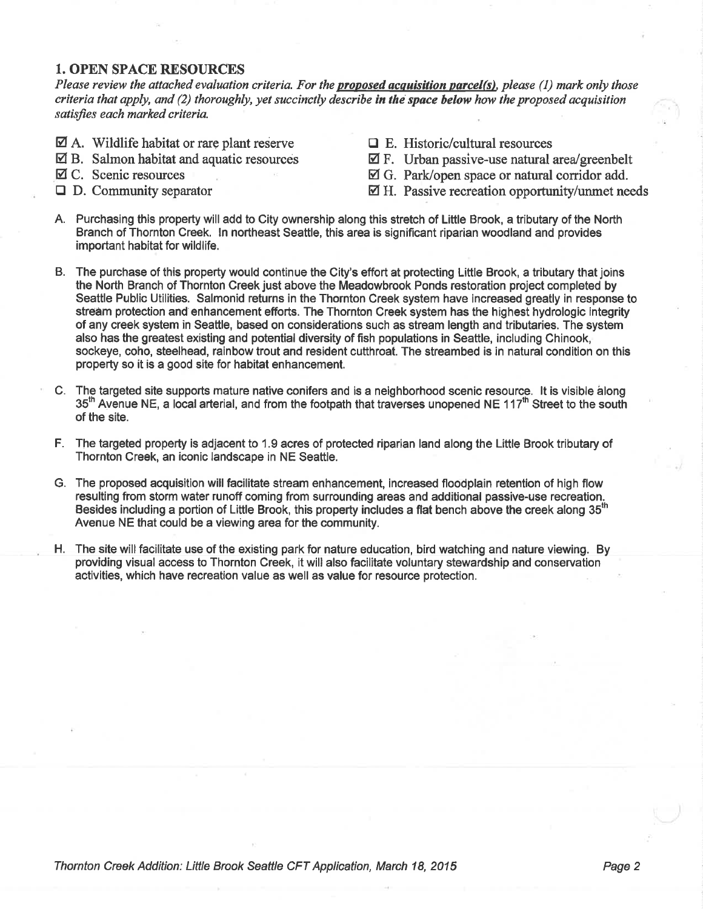## 1. OPEN SPACE RESOURCES

*Please review the attached evaluation criteria. For the **proposed acquisition parcel(s)**, please (1) mark only those criteria that apply, and (2) thoroughly, yet succinctly describe **in the space below** how the proposed acquisition satisfies each marked criteria.*

- ☑ A. Wildlife habitat or rare plant reserve
- ☑ B. Salmon habitat and aquatic resources
- ☑ C. Scenic resources
- ☐ D. Community separator
- ☐ E. Historic/cultural resources
- ☑ F. Urban passive-use natural area/greenbelt
- ☑ G. Park/open space or natural corridor add.
- ☑ H. Passive recreation opportunity/unmet needs

A. Purchasing this property will add to City ownership along this stretch of Little Brook, a tributary of the North Branch of Thornton Creek. In northeast Seattle, this area is significant riparian woodland and provides important habitat for wildlife.

B. The purchase of this property would continue the City's effort at protecting Little Brook, a tributary that joins the North Branch of Thornton Creek just above the Meadowbrook Ponds restoration project completed by Seattle Public Utilities. Salmonid returns in the Thornton Creek system have increased greatly in response to stream protection and enhancement efforts. The Thornton Creek system has the highest hydrologic integrity of any creek system in Seattle, based on considerations such as stream length and tributaries. The system also has the greatest existing and potential diversity of fish populations in Seattle, including Chinook, sockeye, coho, steelhead, rainbow trout and resident cutthroat. The streambed is in natural condition on this property so it is a good site for habitat enhancement.

C. The targeted site supports mature native conifers and is a neighborhood scenic resource. It is visible along 35th Avenue NE, a local arterial, and from the footpath that traverses unopened NE 117th Street to the south of the site.

F. The targeted property is adjacent to 1.9 acres of protected riparian land along the Little Brook tributary of Thornton Creek, an iconic landscape in NE Seattle.

G. The proposed acquisition will facilitate stream enhancement, increased floodplain retention of high flow resulting from storm water runoff coming from surrounding areas and additional passive-use recreation. Besides including a portion of Little Brook, this property includes a flat bench above the creek along 35th Avenue NE that could be a viewing area for the community.

H. The site will facilitate use of the existing park for nature education, bird watching and nature viewing. By providing visual access to Thornton Creek, it will also facilitate voluntary stewardship and conservation activities, which have recreation value as well as value for resource protection.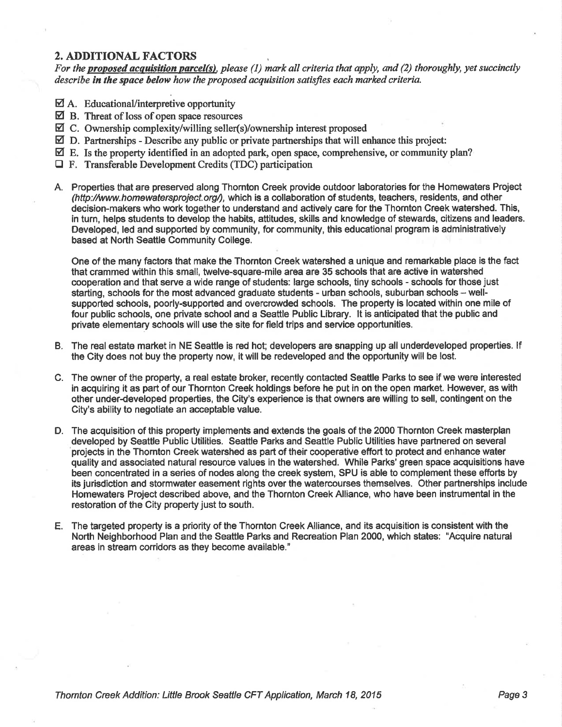## 2. ADDITIONAL FACTORS

*For the **proposed acquisition parcel(s)**, please (1) mark all criteria that apply, and (2) thoroughly, yet succinctly describe **in the space below** how the proposed acquisition satisfies each marked criteria.*

- ☑ A. Educational/interpretive opportunity
- ☑ B. Threat of loss of open space resources
- ☑ C. Ownership complexity/willing seller(s)/ownership interest proposed
- ☑ D. Partnerships - Describe any public or private partnerships that will enhance this project:
- ☑ E. Is the property identified in an adopted park, open space, comprehensive, or community plan?
- ☐ F. Transferable Development Credits (TDC) participation

A. Properties that are preserved along Thornton Creek provide outdoor laboratories for the Homewaters Project (*http://www.homewatersproject.org/*), which is a collaboration of students, teachers, residents, and other decision-makers who work together to understand and actively care for the Thornton Creek watershed. This, in turn, helps students to develop the habits, attitudes, skills and knowledge of stewards, citizens and leaders. Developed, led and supported by community, for community, this educational program is administratively based at North Seattle Community College.

   One of the many factors that make the Thornton Creek watershed a unique and remarkable place is the fact that crammed within this small, twelve-square-mile area are 35 schools that are active in watershed cooperation and that serve a wide range of students: large schools, tiny schools - schools for those just starting, schools for the most advanced graduate students - urban schools, suburban schools – well-supported schools, poorly-supported and overcrowded schools. The property is located within one mile of four public schools, one private school and a Seattle Public Library. It is anticipated that the public and private elementary schools will use the site for field trips and service opportunities.

B. The real estate market in NE Seattle is red hot; developers are snapping up all underdeveloped properties. If the City does not buy the property now, it will be redeveloped and the opportunity will be lost.

C. The owner of the property, a real estate broker, recently contacted Seattle Parks to see if we were interested in acquiring it as part of our Thornton Creek holdings before he put in on the open market. However, as with other under-developed properties, the City's experience is that owners are willing to sell, contingent on the City's ability to negotiate an acceptable value.

D. The acquisition of this property implements and extends the goals of the 2000 Thornton Creek masterplan developed by Seattle Public Utilities. Seattle Parks and Seattle Public Utilities have partnered on several projects in the Thornton Creek watershed as part of their cooperative effort to protect and enhance water quality and associated natural resource values in the watershed. While Parks' green space acquisitions have been concentrated in a series of nodes along the creek system, SPU is able to complement these efforts by its jurisdiction and stormwater easement rights over the watercourses themselves. Other partnerships include Homewaters Project described above, and the Thornton Creek Alliance, who have been instrumental in the restoration of the City property just to south.

E. The targeted property is a priority of the Thornton Creek Alliance, and its acquisition is consistent with the North Neighborhood Plan and the Seattle Parks and Recreation Plan 2000, which states: "Acquire natural areas in stream corridors as they become available."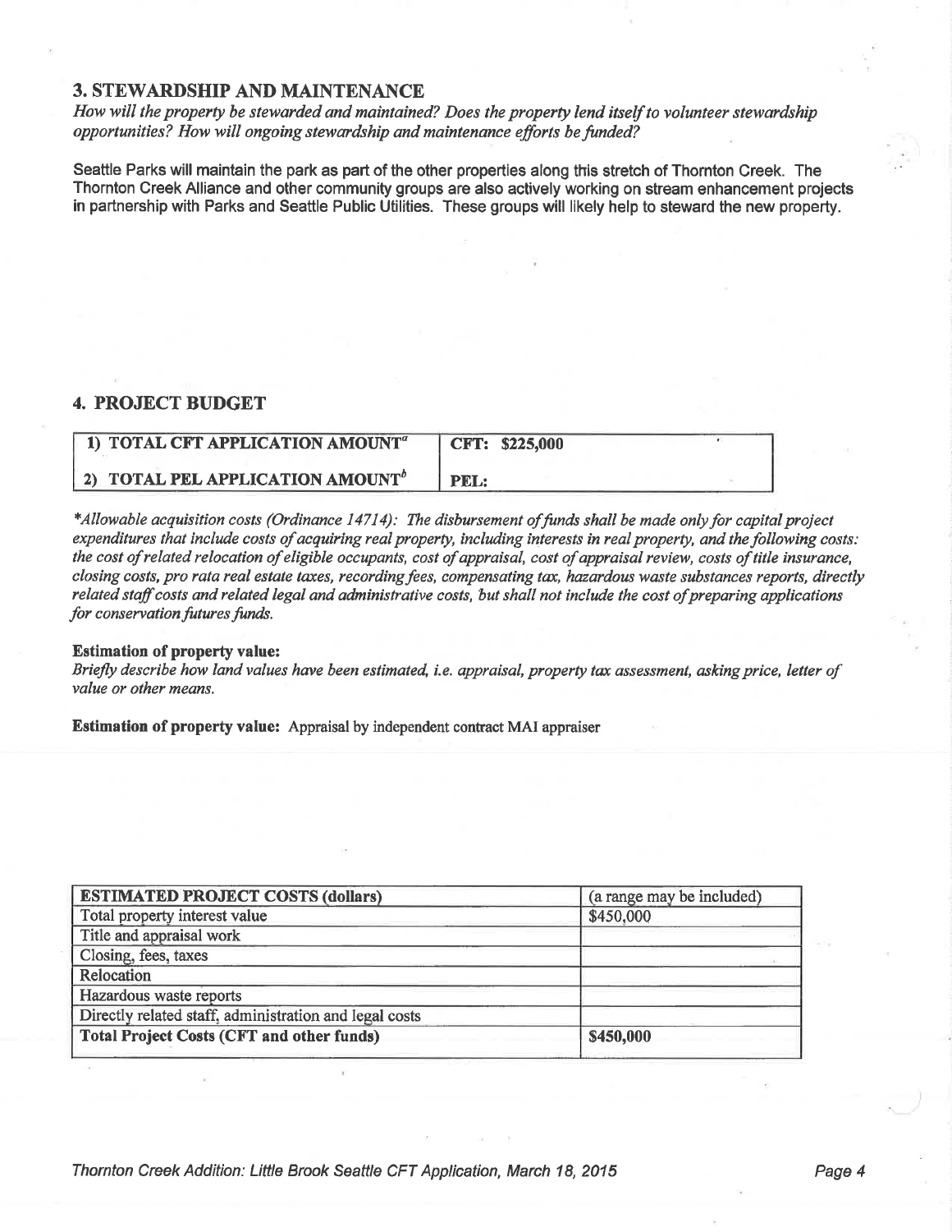## 3. STEWARDSHIP AND MAINTENANCE

*How will the property be stewarded and maintained? Does the property lend itself to volunteer stewardship opportunities? How will ongoing stewardship and maintenance efforts be funded?*

Seattle Parks will maintain the park as part of the other properties along this stretch of Thornton Creek. The Thornton Creek Alliance and other community groups are also actively working on stream enhancement projects in partnership with Parks and Seattle Public Utilities. These groups will likely help to steward the new property.

## 4. PROJECT BUDGET

| | |
|---|---|
| **1) TOTAL CFT APPLICATION AMOUNT[a]** | **CFT: $225,000** |
| **2) TOTAL PEL APPLICATION AMOUNT[b]** | **PEL:** |

*\*Allowable acquisition costs (Ordinance 14714): The disbursement of funds shall be made only for capital project expenditures that include costs of acquiring real property, including interests in real property, and the following costs: the cost of related relocation of eligible occupants, cost of appraisal, cost of appraisal review, costs of title insurance, closing costs, pro rata real estate taxes, recording fees, compensating tax, hazardous waste substances reports, directly related staff costs and related legal and administrative costs, but shall not include the cost of preparing applications for conservation futures funds.*

**Estimation of property value:**
*Briefly describe how land values have been estimated, i.e. appraisal, property tax assessment, asking price, letter of value or other means.*

**Estimation of property value:** Appraisal by independent contract MAI appraiser

| ESTIMATED PROJECT COSTS (dollars) | (a range may be included) |
|---|---|
| Total property interest value | $450,000 |
| Title and appraisal work | |
| Closing, fees, taxes | |
| Relocation | |
| Hazardous waste reports | |
| Directly related staff, administration and legal costs | |
| **Total Project Costs (CFT and other funds)** | **$450,000** |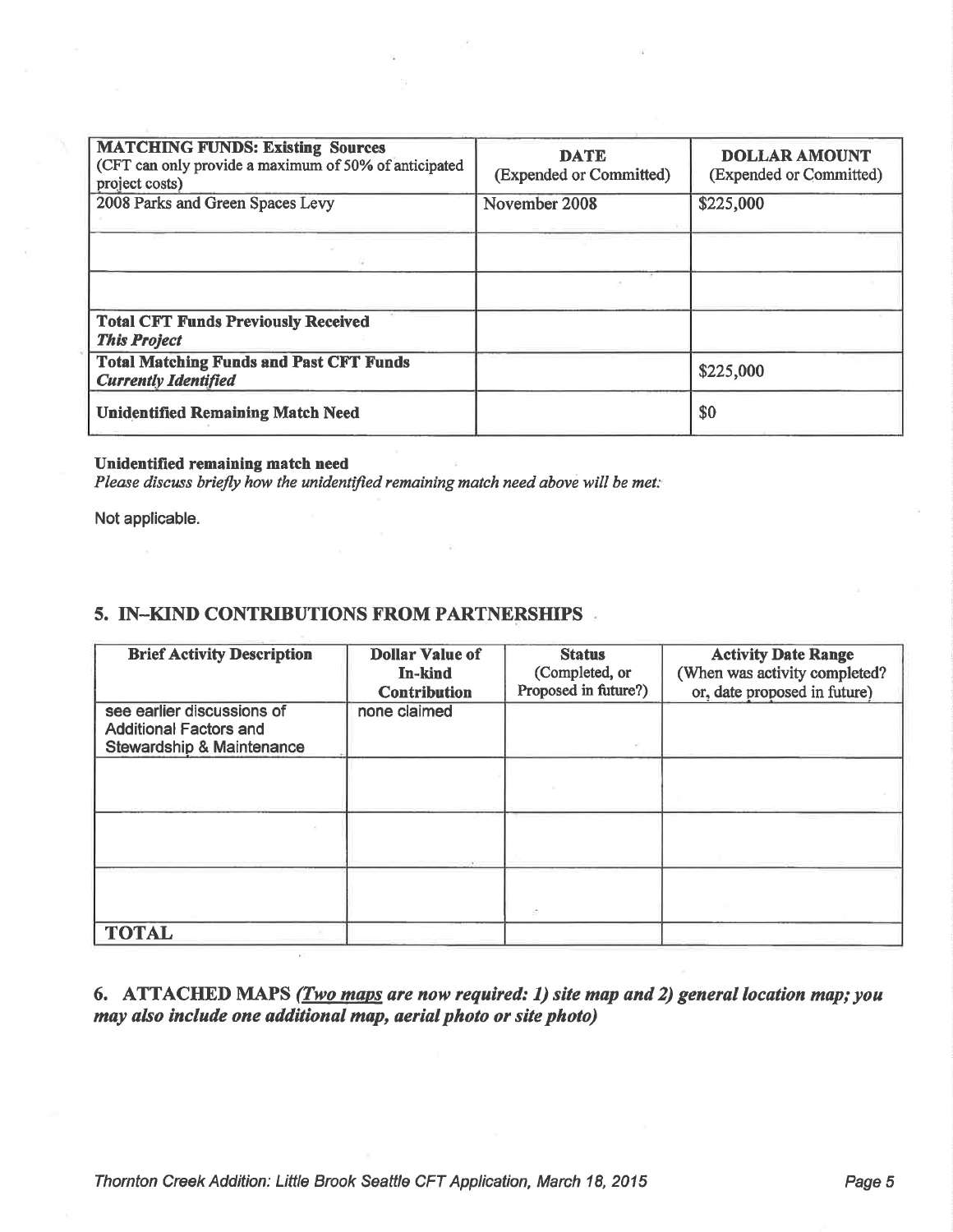| **MATCHING FUNDS: Existing Sources** (CFT can only provide a maximum of 50% of anticipated project costs) | **DATE** (Expended or Committed) | **DOLLAR AMOUNT** (Expended or Committed) |
|---|---|---|
| 2008 Parks and Green Spaces Levy | November 2008 | $225,000 |
| | | |
| | | |
| **Total CFT Funds Previously Received *This Project*** | | |
| **Total Matching Funds and Past CFT Funds *Currently Identified*** | | $225,000 |
| **Unidentified Remaining Match Need** | | $0 |

**Unidentified remaining match need**

*Please discuss briefly how the unidentified remaining match need above will be met:*

Not applicable.

## 5. IN–KIND CONTRIBUTIONS FROM PARTNERSHIPS

| **Brief Activity Description** | **Dollar Value of In-kind Contribution** | **Status** (Completed, or Proposed in future?) | **Activity Date Range** (When was activity completed? or, date proposed in future) |
|---|---|---|---|
| see earlier discussions of Additional Factors and Stewardship & Maintenance | none claimed | | |
| | | | |
| | | | |
| | | | |
| **TOTAL** | | | |

## 6. ATTACHED MAPS *(Two maps are now required: 1) site map and 2) general location map; you may also include one additional map, aerial photo or site photo)*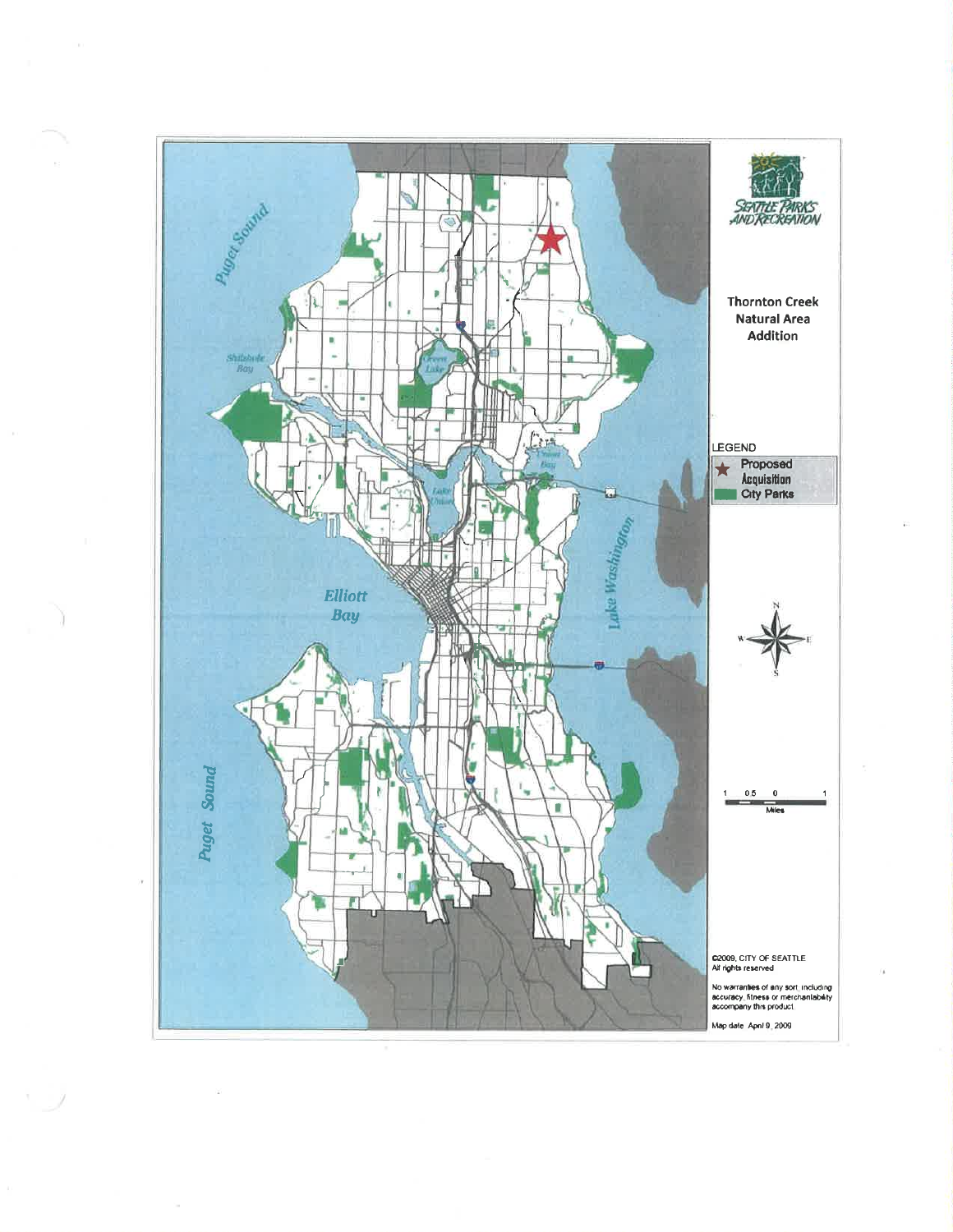# Thornton Creek Natural Area Addition

SEATTLE PARKS AND RECREATION

LEGEND

- Proposed Acquisition
- City Parks

©2009, CITY OF SEATTLE
All rights reserved

No warranties of any sort, including accuracy, fitness or merchantability accompany this product.

Map date: April 9, 2009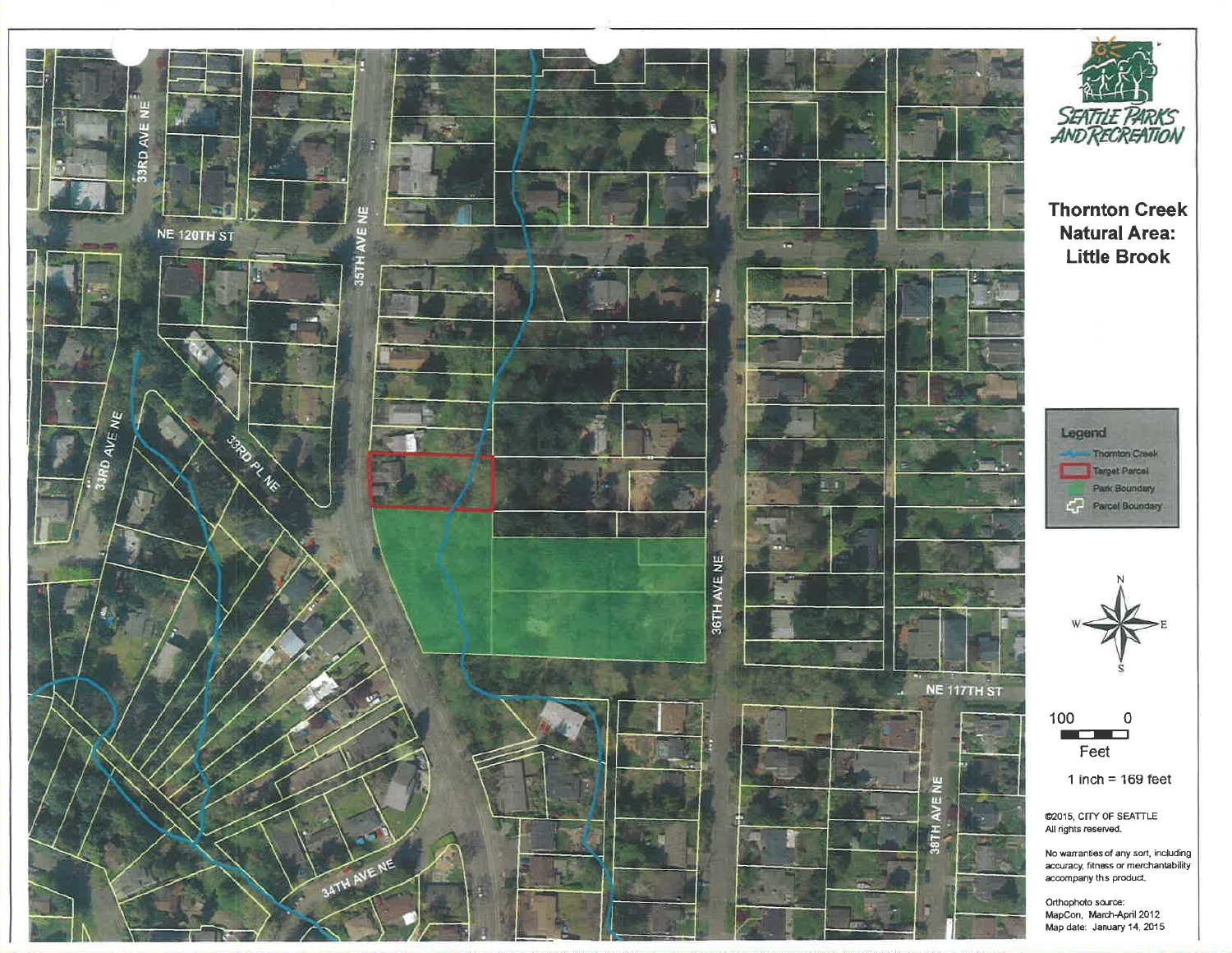SEATTLE PARKS AND RECREATION

# Thornton Creek Natural Area: Little Brook

Legend

Thornton Creek

Target Parcel

Park Boundary

Parcel Boundary

N

W E

S

100 0

Feet

1 inch = 169 feet

33RD AVE NE

NE 120TH ST

35TH AVE NE

33RD PL NE

33RD AVE NE

36TH AVE NE

NE 117TH ST

38TH AVE NE

34TH AVE NE

©2015, CITY OF SEATTLE
All rights reserved.

No warranties of any sort, including accuracy, fitness or merchantability accompany this product.

Orthophoto source:
MapCon, March-April 2012
Map date: January 14, 2015